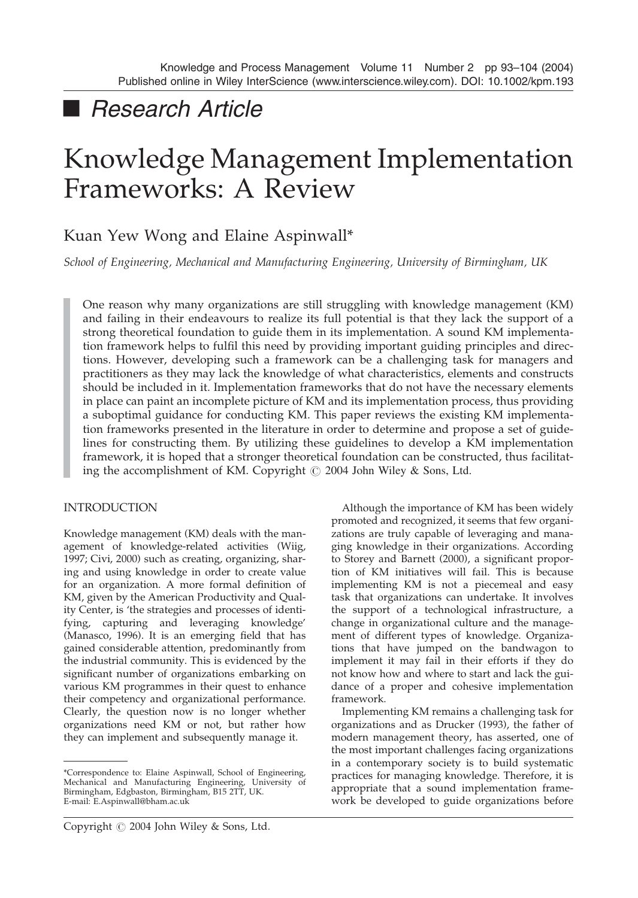■ *Research Article*

# Knowledge Management Implementation Frameworks: A Review

Kuan Yew Wong and Elaine Aspinwall*

*School of Engineering, Mechanical and Manufacturing Engineering, University of Birmingham, UK*

> One reason why many organizations are still struggling with knowledge management (KM) and failing in their endeavours to realize its full potential is that they lack the support of a strong theoretical foundation to guide them in its implementation. A sound KM implementation framework helps to fulfil this need by providing important guiding principles and directions. However, developing such a framework can be a challenging task for managers and practitioners as they may lack the knowledge of what characteristics, elements and constructs should be included in it. Implementation frameworks that do not have the necessary elements in place can paint an incomplete picture of KM and its implementation process, thus providing a suboptimal guidance for conducting KM. This paper reviews the existing KM implementation frameworks presented in the literature in order to determine and propose a set of guidelines for constructing them. By utilizing these guidelines to develop a KM implementation framework, it is hoped that a stronger theoretical foundation can be constructed, thus facilitating the accomplishment of KM. Copyright © 2004 John Wiley & Sons, Ltd.

## INTRODUCTION

Knowledge management (KM) deals with the management of knowledge-related activities (Wiig, 1997; Civi, 2000) such as creating, organizing, sharing and using knowledge in order to create value for an organization. A more formal definition of KM, given by the American Productivity and Quality Center, is 'the strategies and processes of identifying, capturing and leveraging knowledge' (Manasco, 1996). It is an emerging field that has gained considerable attention, predominantly from the industrial community. This is evidenced by the significant number of organizations embarking on various KM programmes in their quest to enhance their competency and organizational performance. Clearly, the question now is no longer whether organizations need KM or not, but rather how they can implement and subsequently manage it.

Although the importance of KM has been widely promoted and recognized, it seems that few organizations are truly capable of leveraging and managing knowledge in their organizations. According to Storey and Barnett (2000), a significant proportion of KM initiatives will fail. This is because implementing KM is not a piecemeal and easy task that organizations can undertake. It involves the support of a technological infrastructure, a change in organizational culture and the management of different types of knowledge. Organizations that have jumped on the bandwagon to implement it may fail in their efforts if they do not know how and where to start and lack the guidance of a proper and cohesive implementation framework.

Implementing KM remains a challenging task for organizations and as Drucker (1993), the father of modern management theory, has asserted, one of the most important challenges facing organizations in a contemporary society is to build systematic practices for managing knowledge. Therefore, it is appropriate that a sound implementation framework be developed to guide organizations before

*Correspondence to: Elaine Aspinwall, School of Engineering, Mechanical and Manufacturing Engineering, University of Birmingham, Edgbaston, Birmingham, B15 2TT, UK. E-mail: E.Aspinwall@bham.ac.uk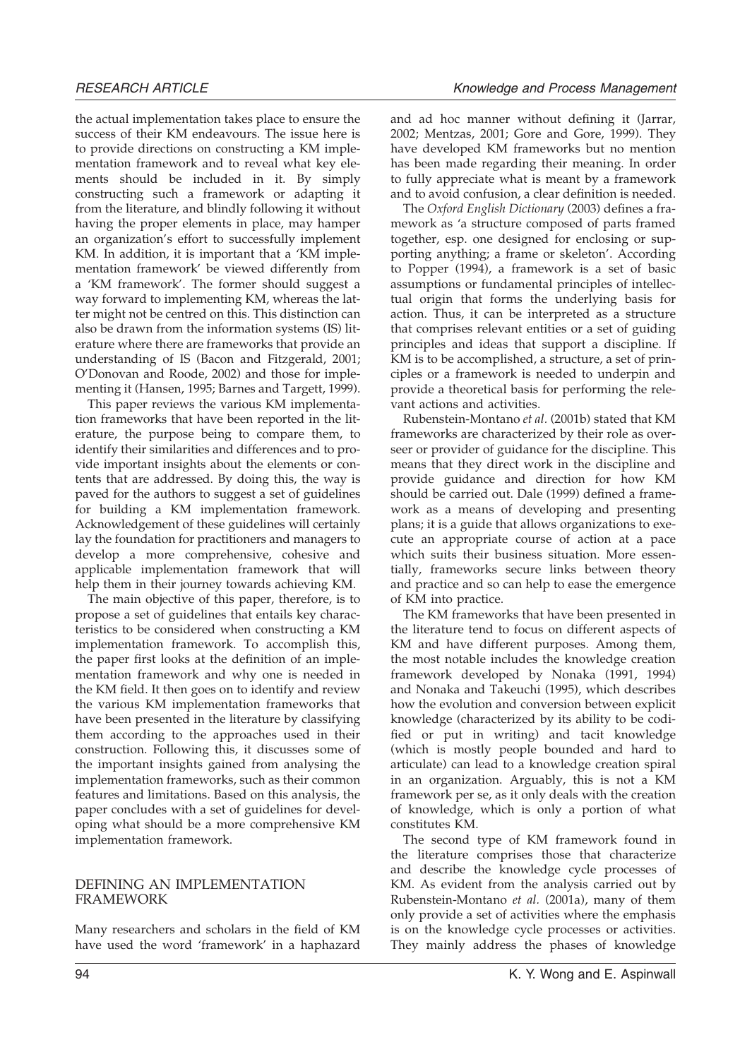the actual implementation takes place to ensure the success of their KM endeavours. The issue here is to provide directions on constructing a KM implementation framework and to reveal what key elements should be included in it. By simply constructing such a framework or adapting it from the literature, and blindly following it without having the proper elements in place, may hamper an organization's effort to successfully implement KM. In addition, it is important that a 'KM implementation framework' be viewed differently from a 'KM framework'. The former should suggest a way forward to implementing KM, whereas the latter might not be centred on this. This distinction can also be drawn from the information systems (IS) literature where there are frameworks that provide an understanding of IS (Bacon and Fitzgerald, 2001; O'Donovan and Roode, 2002) and those for implementing it (Hansen, 1995; Barnes and Targett, 1999).

This paper reviews the various KM implementation frameworks that have been reported in the literature, the purpose being to compare them, to identify their similarities and differences and to provide important insights about the elements or contents that are addressed. By doing this, the way is paved for the authors to suggest a set of guidelines for building a KM implementation framework. Acknowledgement of these guidelines will certainly lay the foundation for practitioners and managers to develop a more comprehensive, cohesive and applicable implementation framework that will help them in their journey towards achieving KM.

The main objective of this paper, therefore, is to propose a set of guidelines that entails key characteristics to be considered when constructing a KM implementation framework. To accomplish this, the paper first looks at the definition of an implementation framework and why one is needed in the KM field. It then goes on to identify and review the various KM implementation frameworks that have been presented in the literature by classifying them according to the approaches used in their construction. Following this, it discusses some of the important insights gained from analysing the implementation frameworks, such as their common features and limitations. Based on this analysis, the paper concludes with a set of guidelines for developing what should be a more comprehensive KM implementation framework.

## DEFINING AN IMPLEMENTATION FRAMEWORK

Many researchers and scholars in the field of KM have used the word 'framework' in a haphazard and ad hoc manner without defining it (Jarrar, 2002; Mentzas, 2001; Gore and Gore, 1999). They have developed KM frameworks but no mention has been made regarding their meaning. In order to fully appreciate what is meant by a framework and to avoid confusion, a clear definition is needed.

The *Oxford English Dictionary* (2003) defines a framework as 'a structure composed of parts framed together, esp. one designed for enclosing or supporting anything; a frame or skeleton'. According to Popper (1994), a framework is a set of basic assumptions or fundamental principles of intellectual origin that forms the underlying basis for action. Thus, it can be interpreted as a structure that comprises relevant entities or a set of guiding principles and ideas that support a discipline. If KM is to be accomplished, a structure, a set of principles or a framework is needed to underpin and provide a theoretical basis for performing the relevant actions and activities.

Rubenstein-Montano *et al.* (2001b) stated that KM frameworks are characterized by their role as overseer or provider of guidance for the discipline. This means that they direct work in the discipline and provide guidance and direction for how KM should be carried out. Dale (1999) defined a framework as a means of developing and presenting plans; it is a guide that allows organizations to execute an appropriate course of action at a pace which suits their business situation. More essentially, frameworks secure links between theory and practice and so can help to ease the emergence of KM into practice.

The KM frameworks that have been presented in the literature tend to focus on different aspects of KM and have different purposes. Among them, the most notable includes the knowledge creation framework developed by Nonaka (1991, 1994) and Nonaka and Takeuchi (1995), which describes how the evolution and conversion between explicit knowledge (characterized by its ability to be codified or put in writing) and tacit knowledge (which is mostly people bounded and hard to articulate) can lead to a knowledge creation spiral in an organization. Arguably, this is not a KM framework per se, as it only deals with the creation of knowledge, which is only a portion of what constitutes KM.

The second type of KM framework found in the literature comprises those that characterize and describe the knowledge cycle processes of KM. As evident from the analysis carried out by Rubenstein-Montano *et al.* (2001a), many of them only provide a set of activities where the emphasis is on the knowledge cycle processes or activities. They mainly address the phases of knowledge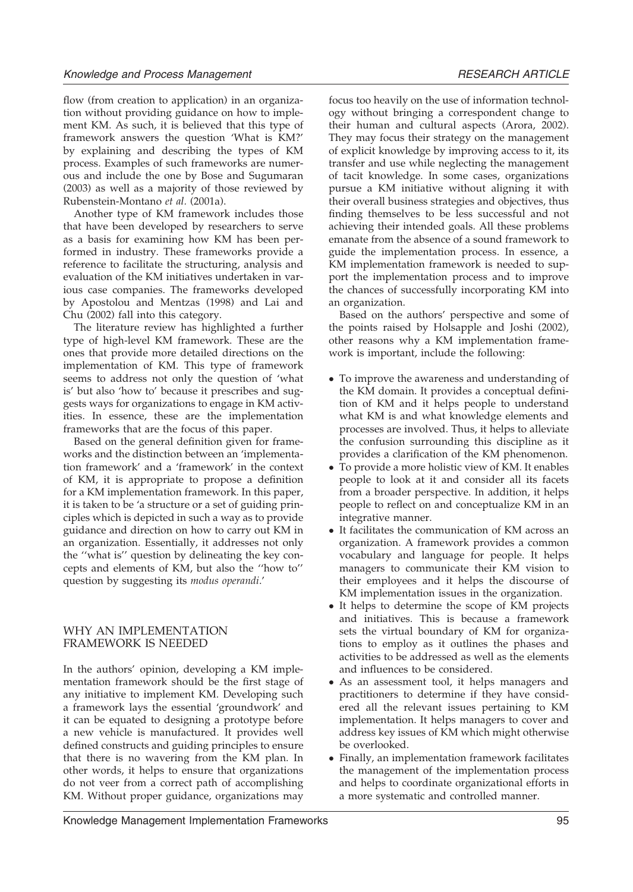flow (from creation to application) in an organization without providing guidance on how to implement KM. As such, it is believed that this type of framework answers the question 'What is KM?' by explaining and describing the types of KM process. Examples of such frameworks are numerous and include the one by Bose and Sugumaran (2003) as well as a majority of those reviewed by Rubenstein-Montano *et al.* (2001a).

Another type of KM framework includes those that have been developed by researchers to serve as a basis for examining how KM has been performed in industry. These frameworks provide a reference to facilitate the structuring, analysis and evaluation of the KM initiatives undertaken in various case companies. The frameworks developed by Apostolou and Mentzas (1998) and Lai and Chu (2002) fall into this category.

The literature review has highlighted a further type of high-level KM framework. These are the ones that provide more detailed directions on the implementation of KM. This type of framework seems to address not only the question of 'what is' but also 'how to' because it prescribes and suggests ways for organizations to engage in KM activities. In essence, these are the implementation frameworks that are the focus of this paper.

Based on the general definition given for frameworks and the distinction between an 'implementation framework' and a 'framework' in the context of KM, it is appropriate to propose a definition for a KM implementation framework. In this paper, it is taken to be 'a structure or a set of guiding principles which is depicted in such a way as to provide guidance and direction on how to carry out KM in an organization. Essentially, it addresses not only the "what is" question by delineating the key concepts and elements of KM, but also the "how to" question by suggesting its *modus operandi*.'

## WHY AN IMPLEMENTATION FRAMEWORK IS NEEDED

In the authors' opinion, developing a KM implementation framework should be the first stage of any initiative to implement KM. Developing such a framework lays the essential 'groundwork' and it can be equated to designing a prototype before a new vehicle is manufactured. It provides well defined constructs and guiding principles to ensure that there is no wavering from the KM plan. In other words, it helps to ensure that organizations do not veer from a correct path of accomplishing KM. Without proper guidance, organizations may focus too heavily on the use of information technology without bringing a correspondent change to their human and cultural aspects (Arora, 2002). They may focus their strategy on the management of explicit knowledge by improving access to it, its transfer and use while neglecting the management of tacit knowledge. In some cases, organizations pursue a KM initiative without aligning it with their overall business strategies and objectives, thus finding themselves to be less successful and not achieving their intended goals. All these problems emanate from the absence of a sound framework to guide the implementation process. In essence, a KM implementation framework is needed to support the implementation process and to improve the chances of successfully incorporating KM into an organization.

Based on the authors' perspective and some of the points raised by Holsapple and Joshi (2002), other reasons why a KM implementation framework is important, include the following:

- To improve the awareness and understanding of the KM domain. It provides a conceptual definition of KM and it helps people to understand what KM is and what knowledge elements and processes are involved. Thus, it helps to alleviate the confusion surrounding this discipline as it provides a clarification of the KM phenomenon.
- To provide a more holistic view of KM. It enables people to look at it and consider all its facets from a broader perspective. In addition, it helps people to reflect on and conceptualize KM in an integrative manner.
- It facilitates the communication of KM across an organization. A framework provides a common vocabulary and language for people. It helps managers to communicate their KM vision to their employees and it helps the discourse of KM implementation issues in the organization.
- It helps to determine the scope of KM projects and initiatives. This is because a framework sets the virtual boundary of KM for organizations to employ as it outlines the phases and activities to be addressed as well as the elements and influences to be considered.
- As an assessment tool, it helps managers and practitioners to determine if they have considered all the relevant issues pertaining to KM implementation. It helps managers to cover and address key issues of KM which might otherwise be overlooked.
- Finally, an implementation framework facilitates the management of the implementation process and helps to coordinate organizational efforts in a more systematic and controlled manner.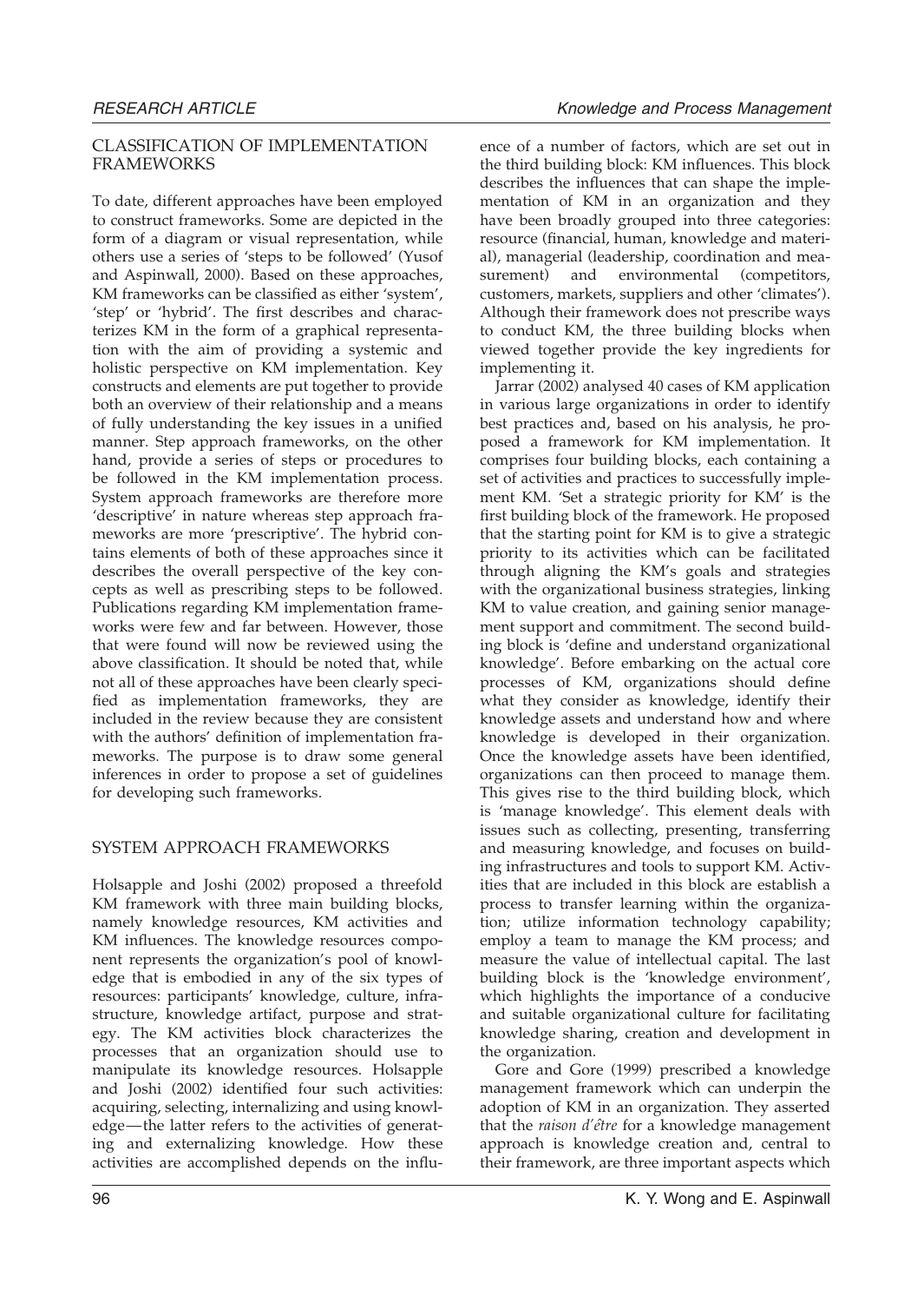## CLASSIFICATION OF IMPLEMENTATION FRAMEWORKS

To date, different approaches have been employed to construct frameworks. Some are depicted in the form of a diagram or visual representation, while others use a series of 'steps to be followed' (Yusof and Aspinwall, 2000). Based on these approaches, KM frameworks can be classified as either 'system', 'step' or 'hybrid'. The first describes and characterizes KM in the form of a graphical representation with the aim of providing a systemic and holistic perspective on KM implementation. Key constructs and elements are put together to provide both an overview of their relationship and a means of fully understanding the key issues in a unified manner. Step approach frameworks, on the other hand, provide a series of steps or procedures to be followed in the KM implementation process. System approach frameworks are therefore more 'descriptive' in nature whereas step approach frameworks are more 'prescriptive'. The hybrid contains elements of both of these approaches since it describes the overall perspective of the key concepts as well as prescribing steps to be followed. Publications regarding KM implementation frameworks were few and far between. However, those that were found will now be reviewed using the above classification. It should be noted that, while not all of these approaches have been clearly specified as implementation frameworks, they are included in the review because they are consistent with the authors' definition of implementation frameworks. The purpose is to draw some general inferences in order to propose a set of guidelines for developing such frameworks.

## SYSTEM APPROACH FRAMEWORKS

Holsapple and Joshi (2002) proposed a threefold KM framework with three main building blocks, namely knowledge resources, KM activities and KM influences. The knowledge resources component represents the organization's pool of knowledge that is embodied in any of the six types of resources: participants' knowledge, culture, infrastructure, knowledge artifact, purpose and strategy. The KM activities block characterizes the processes that an organization should use to manipulate its knowledge resources. Holsapple and Joshi (2002) identified four such activities: acquiring, selecting, internalizing and using knowledge—the latter refers to the activities of generating and externalizing knowledge. How these activities are accomplished depends on the influence of a number of factors, which are set out in the third building block: KM influences. This block describes the influences that can shape the implementation of KM in an organization and they have been broadly grouped into three categories: resource (financial, human, knowledge and material), managerial (leadership, coordination and measurement) and environmental (competitors, customers, markets, suppliers and other 'climates'). Although their framework does not prescribe ways to conduct KM, the three building blocks when viewed together provide the key ingredients for implementing it.

Jarrar (2002) analysed 40 cases of KM application in various large organizations in order to identify best practices and, based on his analysis, he proposed a framework for KM implementation. It comprises four building blocks, each containing a set of activities and practices to successfully implement KM. 'Set a strategic priority for KM' is the first building block of the framework. He proposed that the starting point for KM is to give a strategic priority to its activities which can be facilitated through aligning the KM's goals and strategies with the organizational business strategies, linking KM to value creation, and gaining senior management support and commitment. The second building block is 'define and understand organizational knowledge'. Before embarking on the actual core processes of KM, organizations should define what they consider as knowledge, identify their knowledge assets and understand how and where knowledge is developed in their organization. Once the knowledge assets have been identified, organizations can then proceed to manage them. This gives rise to the third building block, which is 'manage knowledge'. This element deals with issues such as collecting, presenting, transferring and measuring knowledge, and focuses on building infrastructures and tools to support KM. Activities that are included in this block are establish a process to transfer learning within the organization; utilize information technology capability; employ a team to manage the KM process; and measure the value of intellectual capital. The last building block is the 'knowledge environment', which highlights the importance of a conducive and suitable organizational culture for facilitating knowledge sharing, creation and development in the organization.

Gore and Gore (1999) prescribed a knowledge management framework which can underpin the adoption of KM in an organization. They asserted that the *raison d'être* for a knowledge management approach is knowledge creation and, central to their framework, are three important aspects which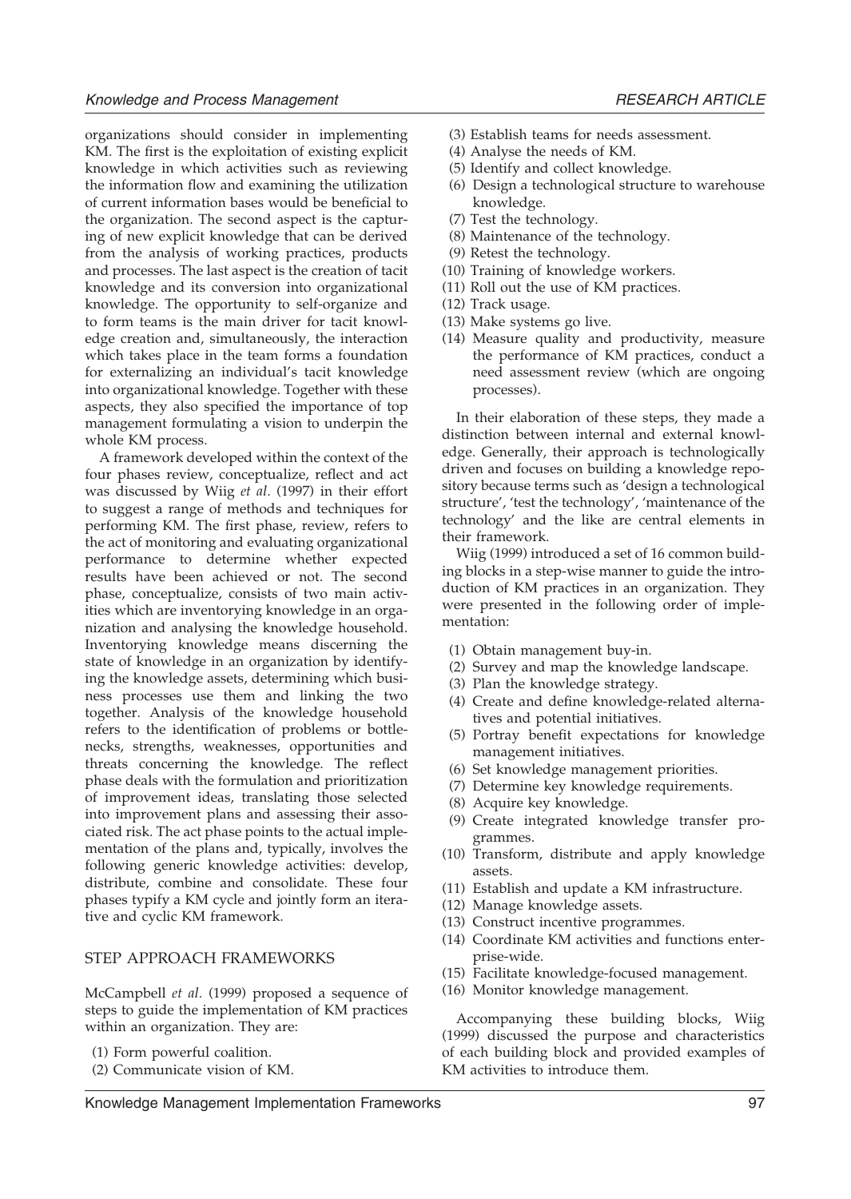organizations should consider in implementing KM. The first is the exploitation of existing explicit knowledge in which activities such as reviewing the information flow and examining the utilization of current information bases would be beneficial to the organization. The second aspect is the capturing of new explicit knowledge that can be derived from the analysis of working practices, products and processes. The last aspect is the creation of tacit knowledge and its conversion into organizational knowledge. The opportunity to self-organize and to form teams is the main driver for tacit knowledge creation and, simultaneously, the interaction which takes place in the team forms a foundation for externalizing an individual's tacit knowledge into organizational knowledge. Together with these aspects, they also specified the importance of top management formulating a vision to underpin the whole KM process.

A framework developed within the context of the four phases review, conceptualize, reflect and act was discussed by Wiig *et al.* (1997) in their effort to suggest a range of methods and techniques for performing KM. The first phase, review, refers to the act of monitoring and evaluating organizational performance to determine whether expected results have been achieved or not. The second phase, conceptualize, consists of two main activities which are inventorying knowledge in an organization and analysing the knowledge household. Inventorying knowledge means discerning the state of knowledge in an organization by identifying the knowledge assets, determining which business processes use them and linking the two together. Analysis of the knowledge household refers to the identification of problems or bottlenecks, strengths, weaknesses, opportunities and threats concerning the knowledge. The reflect phase deals with the formulation and prioritization of improvement ideas, translating those selected into improvement plans and assessing their associated risk. The act phase points to the actual implementation of the plans and, typically, involves the following generic knowledge activities: develop, distribute, combine and consolidate. These four phases typify a KM cycle and jointly form an iterative and cyclic KM framework.

## STEP APPROACH FRAMEWORKS

McCampbell *et al.* (1999) proposed a sequence of steps to guide the implementation of KM practices within an organization. They are:

(1) Form powerful coalition.
(2) Communicate vision of KM.
(3) Establish teams for needs assessment.
(4) Analyse the needs of KM.
(5) Identify and collect knowledge.
(6) Design a technological structure to warehouse knowledge.
(7) Test the technology.
(8) Maintenance of the technology.
(9) Retest the technology.
(10) Training of knowledge workers.
(11) Roll out the use of KM practices.
(12) Track usage.
(13) Make systems go live.
(14) Measure quality and productivity, measure the performance of KM practices, conduct a need assessment review (which are ongoing processes).

In their elaboration of these steps, they made a distinction between internal and external knowledge. Generally, their approach is technologically driven and focuses on building a knowledge repository because terms such as 'design a technological structure', 'test the technology', 'maintenance of the technology' and the like are central elements in their framework.

Wiig (1999) introduced a set of 16 common building blocks in a step-wise manner to guide the introduction of KM practices in an organization. They were presented in the following order of implementation:

(1) Obtain management buy-in.
(2) Survey and map the knowledge landscape.
(3) Plan the knowledge strategy.
(4) Create and define knowledge-related alternatives and potential initiatives.
(5) Portray benefit expectations for knowledge management initiatives.
(6) Set knowledge management priorities.
(7) Determine key knowledge requirements.
(8) Acquire key knowledge.
(9) Create integrated knowledge transfer programmes.
(10) Transform, distribute and apply knowledge assets.
(11) Establish and update a KM infrastructure.
(12) Manage knowledge assets.
(13) Construct incentive programmes.
(14) Coordinate KM activities and functions enterprise-wide.
(15) Facilitate knowledge-focused management.
(16) Monitor knowledge management.

Accompanying these building blocks, Wiig (1999) discussed the purpose and characteristics of each building block and provided examples of KM activities to introduce them.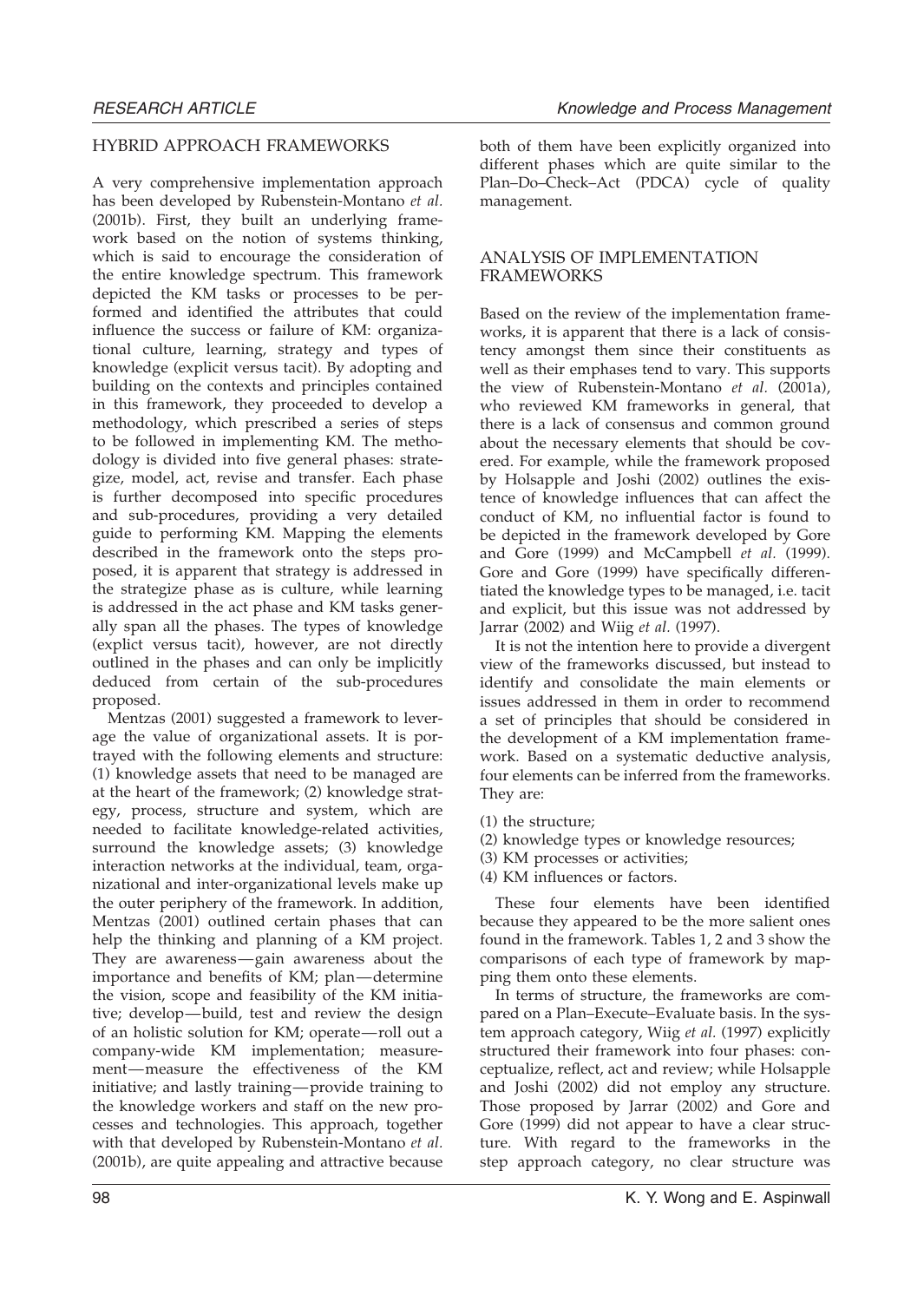## HYBRID APPROACH FRAMEWORKS

A very comprehensive implementation approach has been developed by Rubenstein-Montano *et al.* (2001b). First, they built an underlying framework based on the notion of systems thinking, which is said to encourage the consideration of the entire knowledge spectrum. This framework depicted the KM tasks or processes to be performed and identified the attributes that could influence the success or failure of KM: organizational culture, learning, strategy and types of knowledge (explicit versus tacit). By adopting and building on the contexts and principles contained in this framework, they proceeded to develop a methodology, which prescribed a series of steps to be followed in implementing KM. The methodology is divided into five general phases: strategize, model, act, revise and transfer. Each phase is further decomposed into specific procedures and sub-procedures, providing a very detailed guide to performing KM. Mapping the elements described in the framework onto the steps proposed, it is apparent that strategy is addressed in the strategize phase as is culture, while learning is addressed in the act phase and KM tasks generally span all the phases. The types of knowledge (explict versus tacit), however, are not directly outlined in the phases and can only be implicitly deduced from certain of the sub-procedures proposed.

Mentzas (2001) suggested a framework to leverage the value of organizational assets. It is portrayed with the following elements and structure: (1) knowledge assets that need to be managed are at the heart of the framework; (2) knowledge strategy, process, structure and system, which are needed to facilitate knowledge-related activities, surround the knowledge assets; (3) knowledge interaction networks at the individual, team, organizational and inter-organizational levels make up the outer periphery of the framework. In addition, Mentzas (2001) outlined certain phases that can help the thinking and planning of a KM project. They are awareness—gain awareness about the importance and benefits of KM; plan—determine the vision, scope and feasibility of the KM initiative; develop—build, test and review the design of an holistic solution for KM; operate—roll out a company-wide KM implementation; measurement—measure the effectiveness of the KM initiative; and lastly training—provide training to the knowledge workers and staff on the new processes and technologies. This approach, together with that developed by Rubenstein-Montano *et al.* (2001b), are quite appealing and attractive because both of them have been explicitly organized into different phases which are quite similar to the Plan–Do–Check–Act (PDCA) cycle of quality management.

## ANALYSIS OF IMPLEMENTATION FRAMEWORKS

Based on the review of the implementation frameworks, it is apparent that there is a lack of consistency amongst them since their constituents as well as their emphases tend to vary. This supports the view of Rubenstein-Montano *et al.* (2001a), who reviewed KM frameworks in general, that there is a lack of consensus and common ground about the necessary elements that should be covered. For example, while the framework proposed by Holsapple and Joshi (2002) outlines the existence of knowledge influences that can affect the conduct of KM, no influential factor is found to be depicted in the framework developed by Gore and Gore (1999) and McCampbell *et al.* (1999). Gore and Gore (1999) have specifically differentiated the knowledge types to be managed, i.e. tacit and explicit, but this issue was not addressed by Jarrar (2002) and Wiig *et al.* (1997).

It is not the intention here to provide a divergent view of the frameworks discussed, but instead to identify and consolidate the main elements or issues addressed in them in order to recommend a set of principles that should be considered in the development of a KM implementation framework. Based on a systematic deductive analysis, four elements can be inferred from the frameworks. They are:

(1) the structure;
(2) knowledge types or knowledge resources;
(3) KM processes or activities;
(4) KM influences or factors.

These four elements have been identified because they appeared to be the more salient ones found in the framework. Tables 1, 2 and 3 show the comparisons of each type of framework by mapping them onto these elements.

In terms of structure, the frameworks are compared on a Plan–Execute–Evaluate basis. In the system approach category, Wiig *et al.* (1997) explicitly structured their framework into four phases: conceptualize, reflect, act and review; while Holsapple and Joshi (2002) did not employ any structure. Those proposed by Jarrar (2002) and Gore and Gore (1999) did not appear to have a clear structure. With regard to the frameworks in the step approach category, no clear structure was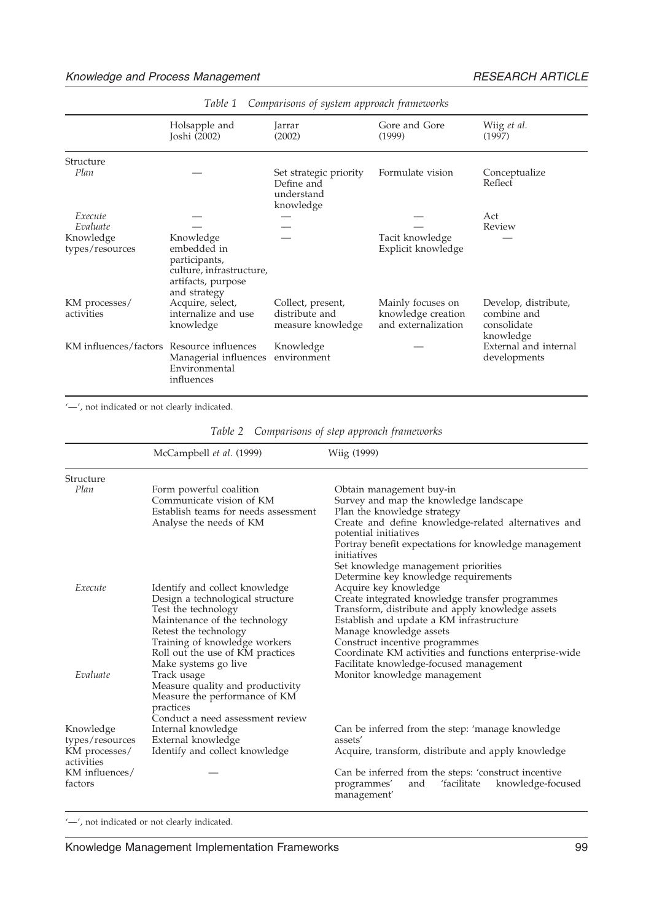*Table 1 Comparisons of system approach frameworks*

| | Holsapple and Joshi (2002) | Jarrar (2002) | Gore and Gore (1999) | Wiig *et al.* (1997) |
|---|---|---|---|---|
| Structure | | | | |
| *Plan* | — | Set strategic priority Define and understand knowledge | Formulate vision | Conceptualize Reflect |
| *Execute* | — | — | — | Act |
| *Evaluate* | — | — | — | Review |
| Knowledge types/resources | Knowledge embedded in participants, culture, infrastructure, artifacts, purpose and strategy | — | Tacit knowledge Explicit knowledge | — |
| KM processes/ activities | Acquire, select, internalize and use knowledge | Collect, present, distribute and measure knowledge | Mainly focuses on knowledge creation and externalization | Develop, distribute, combine and consolidate knowledge |
| KM influences/factors | Resource influences Managerial influences Environmental influences | Knowledge environment | — | External and internal developments |

'—', not indicated or not clearly indicated.

*Table 2 Comparisons of step approach frameworks*

| | McCampbell *et al.* (1999) | Wiig (1999) |
|---|---|---|
| Structure | | |
| *Plan* | Form powerful coalition<br>Communicate vision of KM<br>Establish teams for needs assessment<br>Analyse the needs of KM | Obtain management buy-in<br>Survey and map the knowledge landscape<br>Plan the knowledge strategy<br>Create and define knowledge-related alternatives and potential initiatives<br>Portray benefit expectations for knowledge management initiatives<br>Set knowledge management priorities<br>Determine key knowledge requirements |
| *Execute* | Identify and collect knowledge<br>Design a technological structure<br>Test the technology<br>Maintenance of the technology<br>Retest the technology<br>Training of knowledge workers<br>Roll out the use of KM practices<br>Make systems go live | Acquire key knowledge<br>Create integrated knowledge transfer programmes<br>Transform, distribute and apply knowledge assets<br>Establish and update a KM infrastructure<br>Manage knowledge assets<br>Construct incentive programmes<br>Coordinate KM activities and functions enterprise-wide<br>Facilitate knowledge-focused management |
| *Evaluate* | Track usage<br>Measure quality and productivity<br>Measure the performance of KM practices<br>Conduct a need assessment review | Monitor knowledge management |
| Knowledge types/resources | Internal knowledge<br>External knowledge | Can be inferred from the step: 'manage knowledge assets' |
| KM processes/ activities | Identify and collect knowledge | Acquire, transform, distribute and apply knowledge |
| KM influences/ factors | — | Can be inferred from the steps: 'construct incentive programmes' and 'facilitate knowledge-focused management' |

'—', not indicated or not clearly indicated.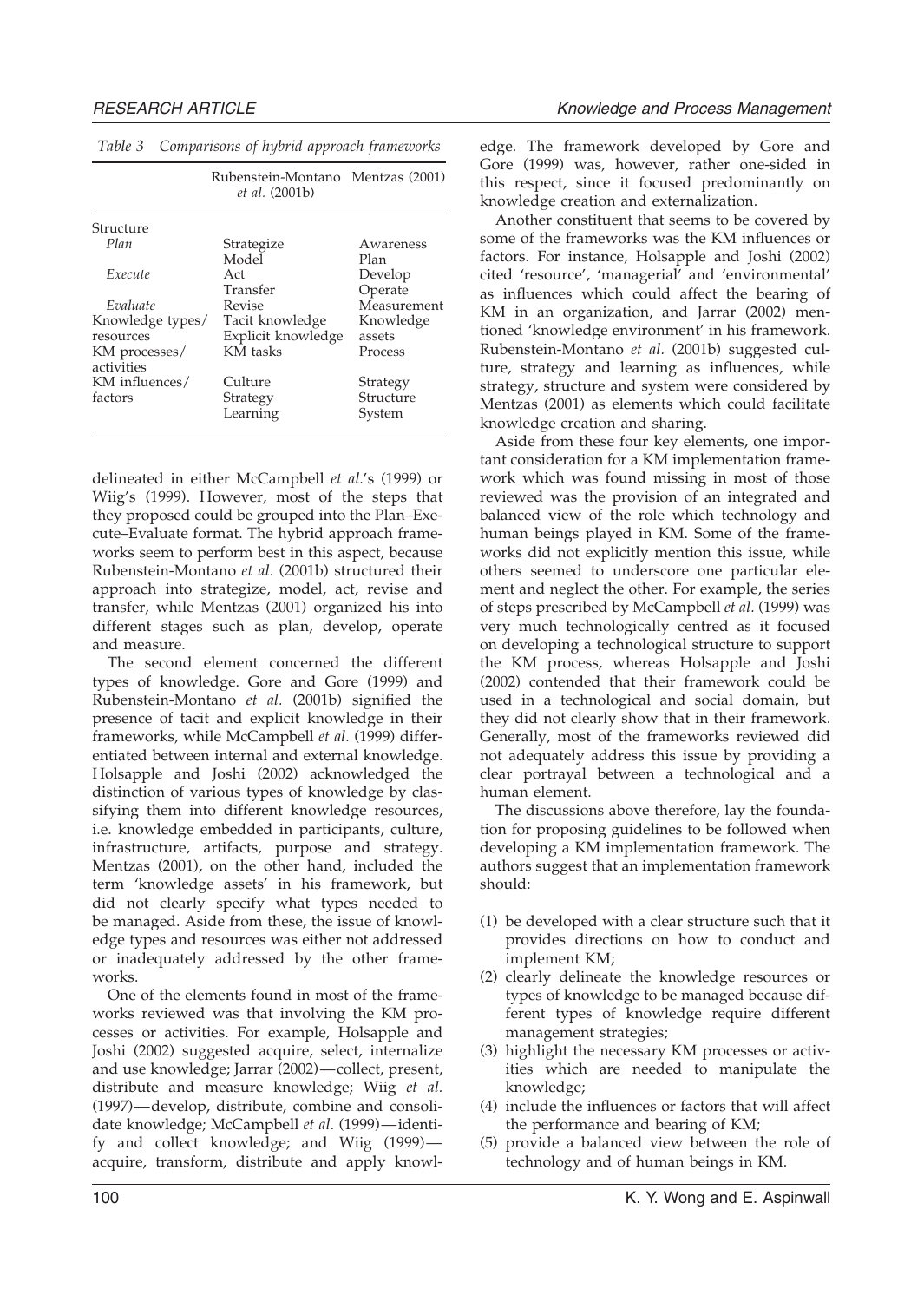*Table 3 Comparisons of hybrid approach frameworks*

| | Rubenstein-Montano *et al.* (2001b) | Mentzas (2001) |
|---|---|---|
| Structure | | |
| *Plan* | Strategize<br>Model | Awareness<br>Plan |
| *Execute* | Act<br>Transfer | Develop<br>Operate |
| *Evaluate* | Revise | Measurement |
| Knowledge types/ resources | Tacit knowledge<br>Explicit knowledge | Knowledge assets |
| KM processes/ activities | KM tasks | Process |
| KM influences/ factors | Culture<br>Strategy<br>Learning | Strategy<br>Structure<br>System |

delineated in either McCampbell *et al.*'s (1999) or Wiig's (1999). However, most of the steps that they proposed could be grouped into the Plan–Execute–Evaluate format. The hybrid approach frameworks seem to perform best in this aspect, because Rubenstein-Montano *et al.* (2001b) structured their approach into strategize, model, act, revise and transfer, while Mentzas (2001) organized his into different stages such as plan, develop, operate and measure.

The second element concerned the different types of knowledge. Gore and Gore (1999) and Rubenstein-Montano *et al.* (2001b) signified the presence of tacit and explicit knowledge in their frameworks, while McCampbell *et al.* (1999) differentiated between internal and external knowledge. Holsapple and Joshi (2002) acknowledged the distinction of various types of knowledge by classifying them into different knowledge resources, i.e. knowledge embedded in participants, culture, infrastructure, artifacts, purpose and strategy. Mentzas (2001), on the other hand, included the term 'knowledge assets' in his framework, but did not clearly specify what types needed to be managed. Aside from these, the issue of knowledge types and resources was either not addressed or inadequately addressed by the other frameworks.

One of the elements found in most of the frameworks reviewed was that involving the KM processes or activities. For example, Holsapple and Joshi (2002) suggested acquire, select, internalize and use knowledge; Jarrar (2002)—collect, present, distribute and measure knowledge; Wiig *et al.* (1997)—develop, distribute, combine and consolidate knowledge; McCampbell *et al.* (1999)—identify and collect knowledge; and Wiig (1999)—acquire, transform, distribute and apply knowledge. The framework developed by Gore and Gore (1999) was, however, rather one-sided in this respect, since it focused predominantly on knowledge creation and externalization.

Another constituent that seems to be covered by some of the frameworks was the KM influences or factors. For instance, Holsapple and Joshi (2002) cited 'resource', 'managerial' and 'environmental' as influences which could affect the bearing of KM in an organization, and Jarrar (2002) mentioned 'knowledge environment' in his framework. Rubenstein-Montano *et al.* (2001b) suggested culture, strategy and learning as influences, while strategy, structure and system were considered by Mentzas (2001) as elements which could facilitate knowledge creation and sharing.

Aside from these four key elements, one important consideration for a KM implementation framework which was found missing in most of those reviewed was the provision of an integrated and balanced view of the role which technology and human beings played in KM. Some of the frameworks did not explicitly mention this issue, while others seemed to underscore one particular element and neglect the other. For example, the series of steps prescribed by McCampbell *et al.* (1999) was very much technologically centred as it focused on developing a technological structure to support the KM process, whereas Holsapple and Joshi (2002) contended that their framework could be used in a technological and social domain, but they did not clearly show that in their framework. Generally, most of the frameworks reviewed did not adequately address this issue by providing a clear portrayal between a technological and a human element.

The discussions above therefore, lay the foundation for proposing guidelines to be followed when developing a KM implementation framework. The authors suggest that an implementation framework should:

(1) be developed with a clear structure such that it provides directions on how to conduct and implement KM;
(2) clearly delineate the knowledge resources or types of knowledge to be managed because different types of knowledge require different management strategies;
(3) highlight the necessary KM processes or activities which are needed to manipulate the knowledge;
(4) include the influences or factors that will affect the performance and bearing of KM;
(5) provide a balanced view between the role of technology and of human beings in KM.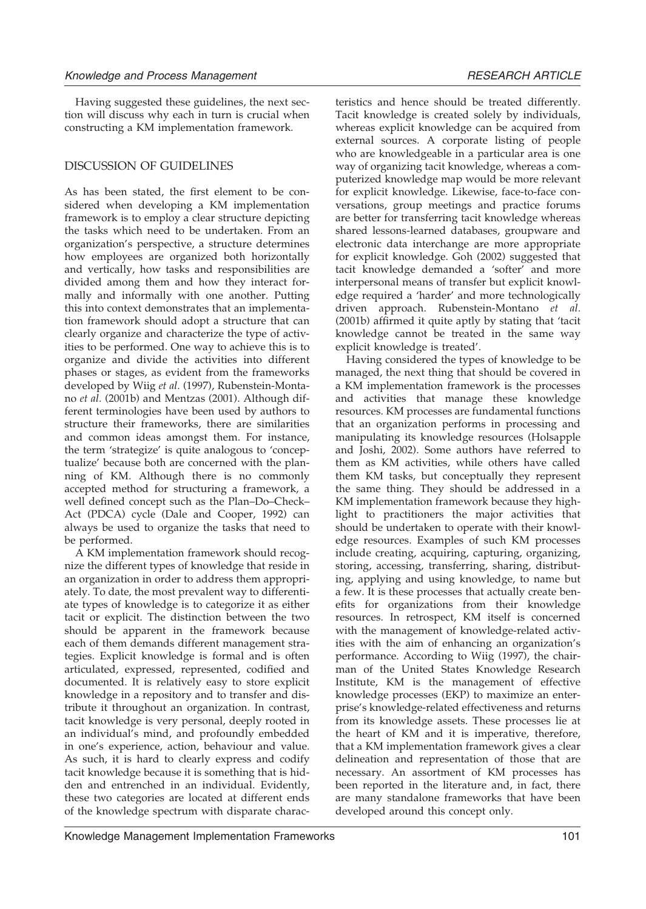Having suggested these guidelines, the next section will discuss why each in turn is crucial when constructing a KM implementation framework.

## DISCUSSION OF GUIDELINES

As has been stated, the first element to be considered when developing a KM implementation framework is to employ a clear structure depicting the tasks which need to be undertaken. From an organization's perspective, a structure determines how employees are organized both horizontally and vertically, how tasks and responsibilities are divided among them and how they interact formally and informally with one another. Putting this into context demonstrates that an implementation framework should adopt a structure that can clearly organize and characterize the type of activities to be performed. One way to achieve this is to organize and divide the activities into different phases or stages, as evident from the frameworks developed by Wiig *et al.* (1997), Rubenstein-Montano *et al.* (2001b) and Mentzas (2001). Although different terminologies have been used by authors to structure their frameworks, there are similarities and common ideas amongst them. For instance, the term 'strategize' is quite analogous to 'conceptualize' because both are concerned with the planning of KM. Although there is no commonly accepted method for structuring a framework, a well defined concept such as the Plan–Do–Check–Act (PDCA) cycle (Dale and Cooper, 1992) can always be used to organize the tasks that need to be performed.

A KM implementation framework should recognize the different types of knowledge that reside in an organization in order to address them appropriately. To date, the most prevalent way to differentiate types of knowledge is to categorize it as either tacit or explicit. The distinction between the two should be apparent in the framework because each of them demands different management strategies. Explicit knowledge is formal and is often articulated, expressed, represented, codified and documented. It is relatively easy to store explicit knowledge in a repository and to transfer and distribute it throughout an organization. In contrast, tacit knowledge is very personal, deeply rooted in an individual's mind, and profoundly embedded in one's experience, action, behaviour and value. As such, it is hard to clearly express and codify tacit knowledge because it is something that is hidden and entrenched in an individual. Evidently, these two categories are located at different ends of the knowledge spectrum with disparate characteristics and hence should be treated differently. Tacit knowledge is created solely by individuals, whereas explicit knowledge can be acquired from external sources. A corporate listing of people who are knowledgeable in a particular area is one way of organizing tacit knowledge, whereas a computerized knowledge map would be more relevant for explicit knowledge. Likewise, face-to-face conversations, group meetings and practice forums are better for transferring tacit knowledge whereas shared lessons-learned databases, groupware and electronic data interchange are more appropriate for explicit knowledge. Goh (2002) suggested that tacit knowledge demanded a 'softer' and more interpersonal means of transfer but explicit knowledge required a 'harder' and more technologically driven approach. Rubenstein-Montano *et al.* (2001b) affirmed it quite aptly by stating that 'tacit knowledge cannot be treated in the same way explicit knowledge is treated'.

Having considered the types of knowledge to be managed, the next thing that should be covered in a KM implementation framework is the processes and activities that manage these knowledge resources. KM processes are fundamental functions that an organization performs in processing and manipulating its knowledge resources (Holsapple and Joshi, 2002). Some authors have referred to them as KM activities, while others have called them KM tasks, but conceptually they represent the same thing. They should be addressed in a KM implementation framework because they highlight to practitioners the major activities that should be undertaken to operate with their knowledge resources. Examples of such KM processes include creating, acquiring, capturing, organizing, storing, accessing, transferring, sharing, distributing, applying and using knowledge, to name but a few. It is these processes that actually create benefits for organizations from their knowledge resources. In retrospect, KM itself is concerned with the management of knowledge-related activities with the aim of enhancing an organization's performance. According to Wiig (1997), the chairman of the United States Knowledge Research Institute, KM is the management of effective knowledge processes (EKP) to maximize an enterprise's knowledge-related effectiveness and returns from its knowledge assets. These processes lie at the heart of KM and it is imperative, therefore, that a KM implementation framework gives a clear delineation and representation of those that are necessary. An assortment of KM processes has been reported in the literature and, in fact, there are many standalone frameworks that have been developed around this concept only.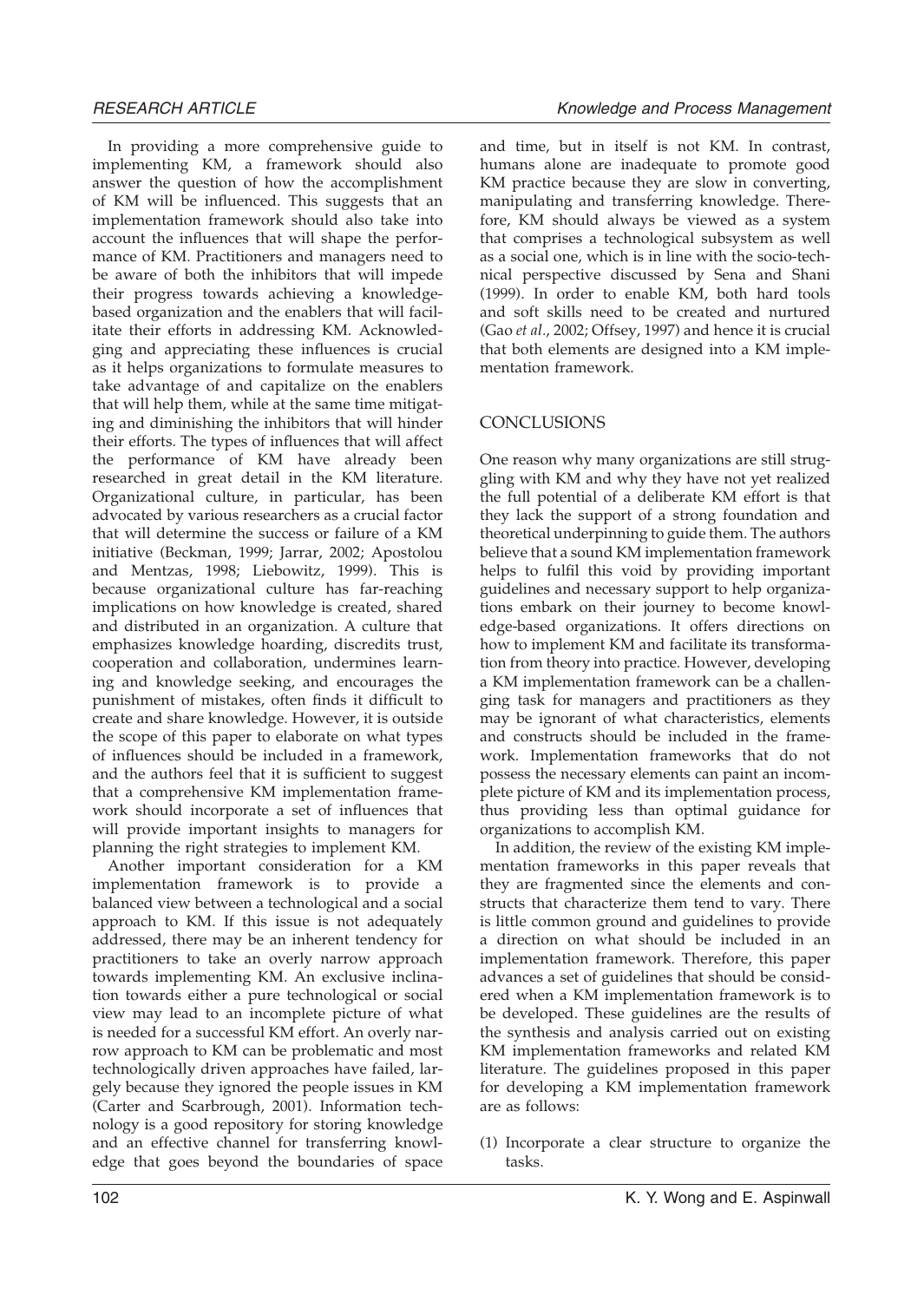In providing a more comprehensive guide to implementing KM, a framework should also answer the question of how the accomplishment of KM will be influenced. This suggests that an implementation framework should also take into account the influences that will shape the performance of KM. Practitioners and managers need to be aware of both the inhibitors that will impede their progress towards achieving a knowledge-based organization and the enablers that will facilitate their efforts in addressing KM. Acknowledging and appreciating these influences is crucial as it helps organizations to formulate measures to take advantage of and capitalize on the enablers that will help them, while at the same time mitigating and diminishing the inhibitors that will hinder their efforts. The types of influences that will affect the performance of KM have already been researched in great detail in the KM literature. Organizational culture, in particular, has been advocated by various researchers as a crucial factor that will determine the success or failure of a KM initiative (Beckman, 1999; Jarrar, 2002; Apostolou and Mentzas, 1998; Liebowitz, 1999). This is because organizational culture has far-reaching implications on how knowledge is created, shared and distributed in an organization. A culture that emphasizes knowledge hoarding, discredits trust, cooperation and collaboration, undermines learning and knowledge seeking, and encourages the punishment of mistakes, often finds it difficult to create and share knowledge. However, it is outside the scope of this paper to elaborate on what types of influences should be included in a framework, and the authors feel that it is sufficient to suggest that a comprehensive KM implementation framework should incorporate a set of influences that will provide important insights to managers for planning the right strategies to implement KM.

Another important consideration for a KM implementation framework is to provide a balanced view between a technological and a social approach to KM. If this issue is not adequately addressed, there may be an inherent tendency for practitioners to take an overly narrow approach towards implementing KM. An exclusive inclination towards either a pure technological or social view may lead to an incomplete picture of what is needed for a successful KM effort. An overly narrow approach to KM can be problematic and most technologically driven approaches have failed, largely because they ignored the people issues in KM (Carter and Scarbrough, 2001). Information technology is a good repository for storing knowledge and an effective channel for transferring knowledge that goes beyond the boundaries of space and time, but in itself is not KM. In contrast, humans alone are inadequate to promote good KM practice because they are slow in converting, manipulating and transferring knowledge. Therefore, KM should always be viewed as a system that comprises a technological subsystem as well as a social one, which is in line with the socio-technical perspective discussed by Sena and Shani (1999). In order to enable KM, both hard tools and soft skills need to be created and nurtured (Gao *et al.*, 2002; Offsey, 1997) and hence it is crucial that both elements are designed into a KM implementation framework.

## CONCLUSIONS

One reason why many organizations are still struggling with KM and why they have not yet realized the full potential of a deliberate KM effort is that they lack the support of a strong foundation and theoretical underpinning to guide them. The authors believe that a sound KM implementation framework helps to fulfil this void by providing important guidelines and necessary support to help organizations embark on their journey to become knowledge-based organizations. It offers directions on how to implement KM and facilitate its transformation from theory into practice. However, developing a KM implementation framework can be a challenging task for managers and practitioners as they may be ignorant of what characteristics, elements and constructs should be included in the framework. Implementation frameworks that do not possess the necessary elements can paint an incomplete picture of KM and its implementation process, thus providing less than optimal guidance for organizations to accomplish KM.

In addition, the review of the existing KM implementation frameworks in this paper reveals that they are fragmented since the elements and constructs that characterize them tend to vary. There is little common ground and guidelines to provide a direction on what should be included in an implementation framework. Therefore, this paper advances a set of guidelines that should be considered when a KM implementation framework is to be developed. These guidelines are the results of the synthesis and analysis carried out on existing KM implementation frameworks and related KM literature. The guidelines proposed in this paper for developing a KM implementation framework are as follows:

(1) Incorporate a clear structure to organize the tasks.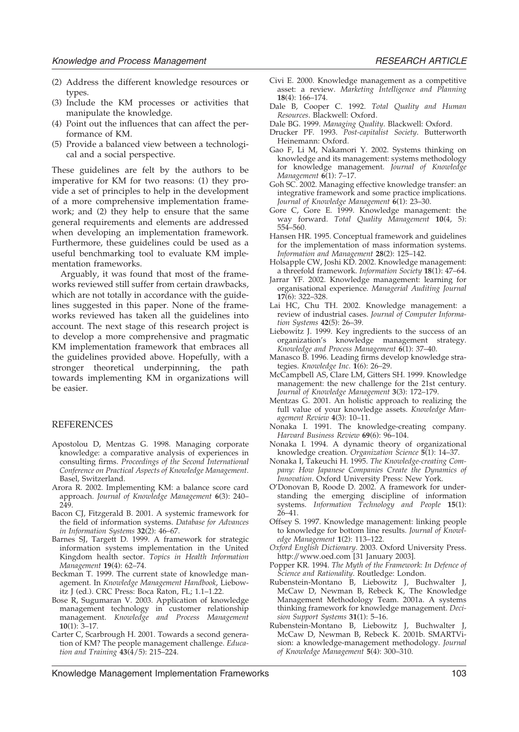(2) Address the different knowledge resources or types.
(3) Include the KM processes or activities that manipulate the knowledge.
(4) Point out the influences that can affect the performance of KM.
(5) Provide a balanced view between a technological and a social perspective.

These guidelines are felt by the authors to be imperative for KM for two reasons: (1) they provide a set of principles to help in the development of a more comprehensive implementation framework; and (2) they help to ensure that the same general requirements and elements are addressed when developing an implementation framework. Furthermore, these guidelines could be used as a useful benchmarking tool to evaluate KM implementation frameworks.

Arguably, it was found that most of the frameworks reviewed still suffer from certain drawbacks, which are not totally in accordance with the guidelines suggested in this paper. None of the frameworks reviewed has taken all the guidelines into account. The next stage of this research project is to develop a more comprehensive and pragmatic KM implementation framework that embraces all the guidelines provided above. Hopefully, with a stronger theoretical underpinning, the path towards implementing KM in organizations will be easier.

## REFERENCES

Apostolou D, Mentzas G. 1998. Managing corporate knowledge: a comparative analysis of experiences in consulting firms. *Proceedings of the Second International Conference on Practical Aspects of Knowledge Management*. Basel, Switzerland.

Arora R. 2002. Implementing KM: a balance score card approach. *Journal of Knowledge Management* **6**(3): 240–249.

Bacon CJ, Fitzgerald B. 2001. A systemic framework for the field of information systems. *Database for Advances in Information Systems* **32**(2): 46–67.

Barnes SJ, Targett D. 1999. A framework for strategic information systems implementation in the United Kingdom health sector. *Topics in Health Information Management* **19**(4): 62–74.

Beckman T. 1999. The current state of knowledge management. In *Knowledge Management Handbook*, Liebowitz J (ed.). CRC Press: Boca Raton, FL; 1.1–1.22.

Bose R, Sugumaran V. 2003. Application of knowledge management technology in customer relationship management. *Knowledge and Process Management* **10**(1): 3–17.

Carter C, Scarbrough H. 2001. Towards a second generation of KM? The people management challenge. *Education and Training* **43**(4/5): 215–224.

Civi E. 2000. Knowledge management as a competitive asset: a review. *Marketing Intelligence and Planning* **18**(4): 166–174.

Dale B, Cooper C. 1992. *Total Quality and Human Resources*. Blackwell: Oxford.

Dale BG. 1999. *Managing Quality*. Blackwell: Oxford.

Drucker PF. 1993. *Post-capitalist Society*. Butterworth Heinemann: Oxford.

Gao F, Li M, Nakamori Y. 2002. Systems thinking on knowledge and its management: systems methodology for knowledge management. *Journal of Knowledge Management* **6**(1): 7–17.

Goh SC. 2002. Managing effective knowledge transfer: an integrative framework and some practice implications. *Journal of Knowledge Management* **6**(1): 23–30.

Gore C, Gore E. 1999. Knowledge management: the way forward. *Total Quality Management* **10**(4, 5): 554–560.

Hansen HR. 1995. Conceptual framework and guidelines for the implementation of mass information systems. *Information and Management* **28**(2): 125–142.

Holsapple CW, Joshi KD. 2002. Knowledge management: a threefold framework. *Information Society* **18**(1): 47–64.

Jarrar YF. 2002. Knowledge management: learning for organisational experience. *Managerial Auditing Journal* **17**(6): 322–328.

Lai HC, Chu TH. 2002. Knowledge management: a review of industrial cases. *Journal of Computer Information Systems* **42**(5): 26–39.

Liebowitz J. 1999. Key ingredients to the success of an organization's knowledge management strategy. *Knowledge and Process Management* **6**(1): 37–40.

Manasco B. 1996. Leading firms develop knowledge strategies. *Knowledge Inc*. **1**(6): 26–29.

McCampbell AS, Clare LM, Gitters SH. 1999. Knowledge management: the new challenge for the 21st century. *Journal of Knowledge Management* **3**(3): 172–179.

Mentzas G. 2001. An holistic approach to realizing the full value of your knowledge assets. *Knowledge Management Review* **4**(3): 10–11.

Nonaka I. 1991. The knowledge-creating company. *Harvard Business Review* **69**(6): 96–104.

Nonaka I. 1994. A dynamic theory of organizational knowledge creation. *Organization Science* **5**(1): 14–37.

Nonaka I, Takeuchi H. 1995. *The Knowledge-creating Company: How Japanese Companies Create the Dynamics of Innovation*. Oxford University Press: New York.

O'Donovan B, Roode D. 2002. A framework for understanding the emerging discipline of information systems. *Information Technology and People* **15**(1): 26–41.

Offsey S. 1997. Knowledge management: linking people to knowledge for bottom line results. *Journal of Knowledge Management* **1**(2): 113–122.

*Oxford English Dictionary*. 2003. Oxford University Press. http://www.oed.com [31 January 2003].

Popper KR. 1994. *The Myth of the Framework: In Defence of Science and Rationality*. Routledge: London.

Rubenstein-Montano B, Liebowitz J, Buchwalter J, McCaw D, Newman B, Rebeck K, The Knowledge Management Methodology Team. 2001a. A systems thinking framework for knowledge management. *Decision Support Systems* **31**(1): 5–16.

Rubenstein-Montano B, Liebowitz J, Buchwalter J, McCaw D, Newman B, Rebeck K. 2001b. SMARTVision: a knowledge-management methodology. *Journal of Knowledge Management* **5**(4): 300–310.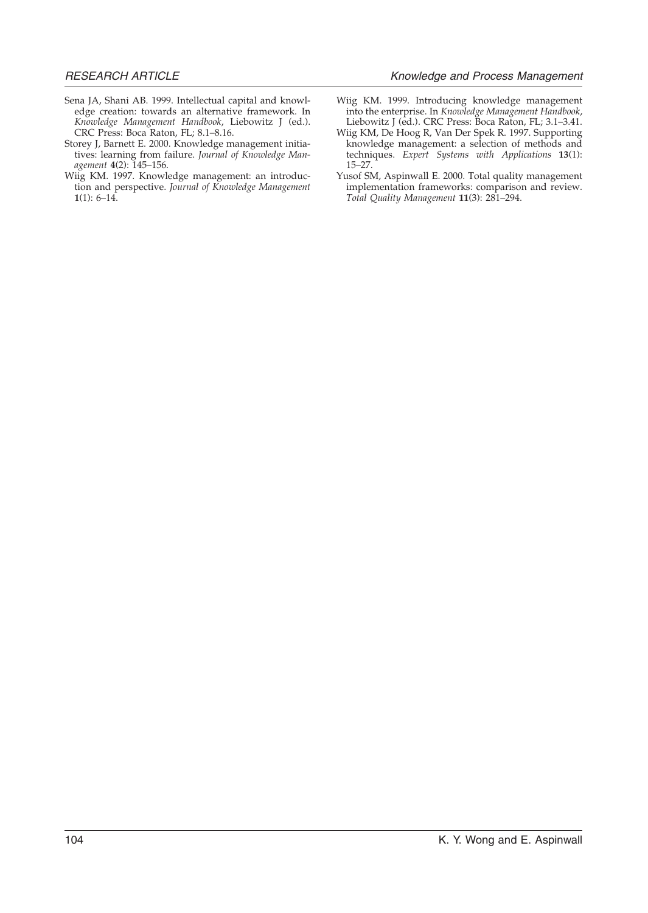Sena JA, Shani AB. 1999. Intellectual capital and knowledge creation: towards an alternative framework. In *Knowledge Management Handbook*, Liebowitz J (ed.). CRC Press: Boca Raton, FL; 8.1–8.16.

Storey J, Barnett E. 2000. Knowledge management initiatives: learning from failure. *Journal of Knowledge Management* **4**(2): 145–156.

Wiig KM. 1997. Knowledge management: an introduction and perspective. *Journal of Knowledge Management* **1**(1): 6–14.

Wiig KM. 1999. Introducing knowledge management into the enterprise. In *Knowledge Management Handbook*, Liebowitz J (ed.). CRC Press: Boca Raton, FL; 3.1–3.41.

Wiig KM, De Hoog R, Van Der Spek R. 1997. Supporting knowledge management: a selection of methods and techniques. *Expert Systems with Applications* **13**(1): 15–27.

Yusof SM, Aspinwall E. 2000. Total quality management implementation frameworks: comparison and review. *Total Quality Management* **11**(3): 281–294.